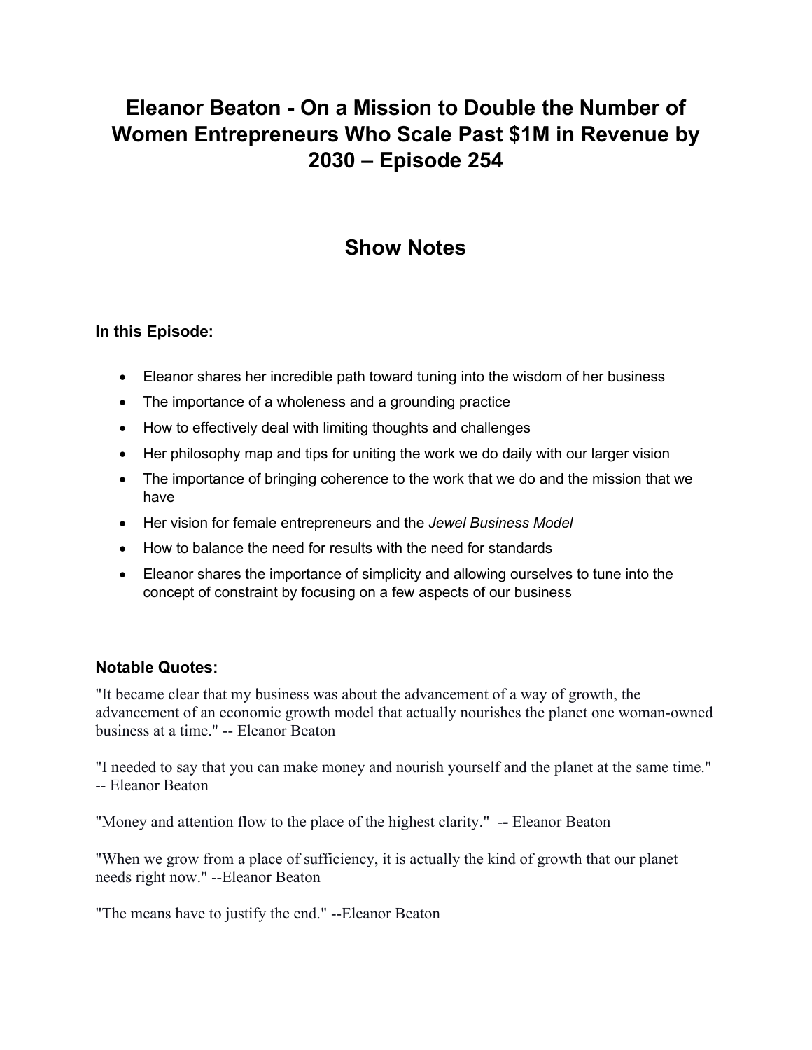# Eleanor Beaton - On a Mission to Double the Number of Women Entrepreneurs Who Scale Past $1M in Revenue by 2030 – Episode 254

## Show Notes

**In this Episode:**

- Eleanor shares her incredible path toward tuning into the wisdom of her business
- The importance of a wholeness and a grounding practice
- How to effectively deal with limiting thoughts and challenges
- Her philosophy map and tips for uniting the work we do daily with our larger vision
- The importance of bringing coherence to the work that we do and the mission that we have
- Her vision for female entrepreneurs and the *Jewel Business Model*
- How to balance the need for results with the need for standards
- Eleanor shares the importance of simplicity and allowing ourselves to tune into the concept of constraint by focusing on a few aspects of our business

**Notable Quotes:**

"It became clear that my business was about the advancement of a way of growth, the advancement of an economic growth model that actually nourishes the planet one woman-owned business at a time." -- Eleanor Beaton

"I needed to say that you can make money and nourish yourself and the planet at the same time." -- Eleanor Beaton

"Money and attention flow to the place of the highest clarity." -- Eleanor Beaton

"When we grow from a place of sufficiency, it is actually the kind of growth that our planet needs right now." --Eleanor Beaton

"The means have to justify the end." --Eleanor Beaton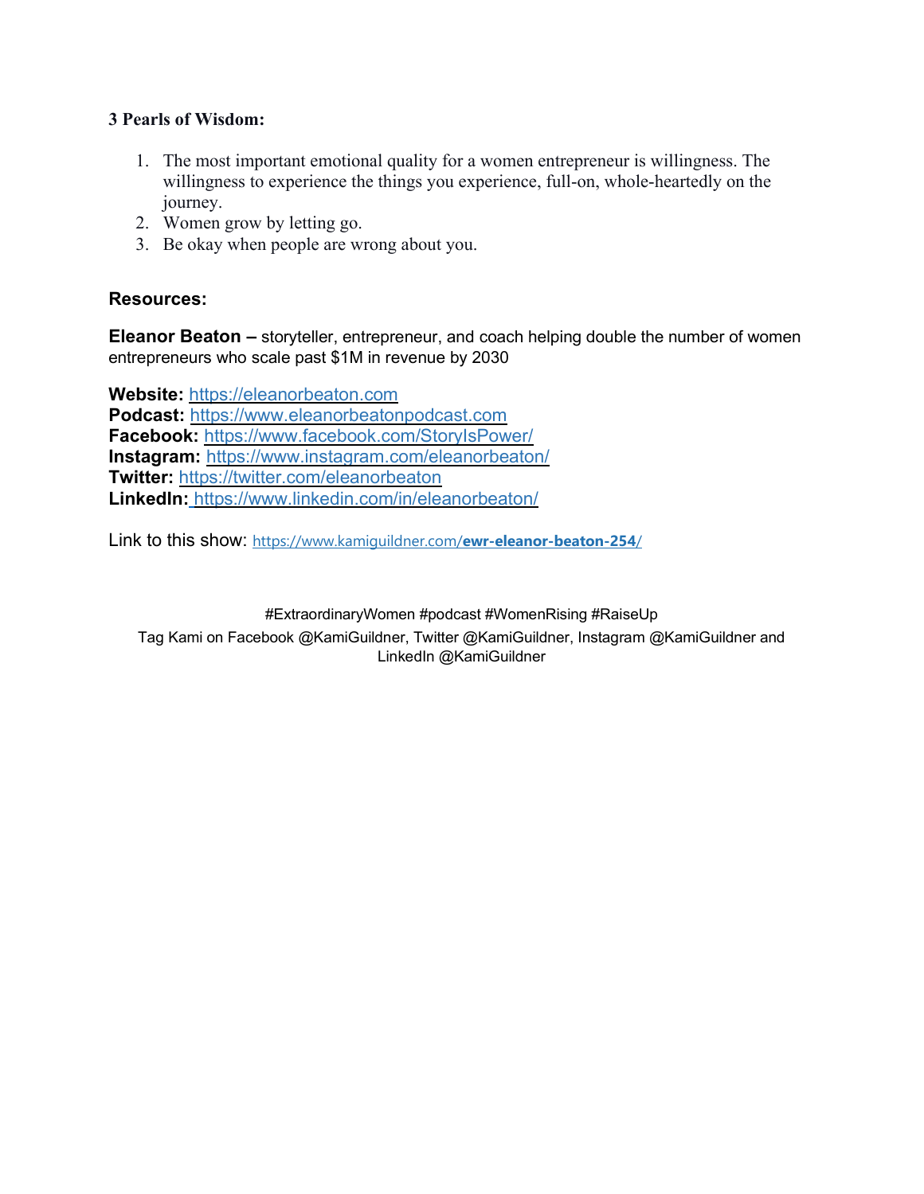**3 Pearls of Wisdom:**

1. The most important emotional quality for a women entrepreneur is willingness. The willingness to experience the things you experience, full-on, whole-heartedly on the journey.
2. Women grow by letting go.
3. Be okay when people are wrong about you.

**Resources:**

**Eleanor Beaton –** storyteller, entrepreneur, and coach helping double the number of women entrepreneurs who scale past $1M in revenue by 2030

**Website:** https://eleanorbeaton.com
**Podcast:** https://www.eleanorbeatonpodcast.com
**Facebook:** https://www.facebook.com/StoryIsPower/
**Instagram:** https://www.instagram.com/eleanorbeaton/
**Twitter:** https://twitter.com/eleanorbeaton
**LinkedIn:** https://www.linkedin.com/in/eleanorbeaton/

Link to this show: https://www.kamiguildner.com/**ewr-eleanor-beaton-254**/

#ExtraordinaryWomen #podcast #WomenRising #RaiseUp
Tag Kami on Facebook @KamiGuildner, Twitter @KamiGuildner, Instagram @KamiGuildner and LinkedIn @KamiGuildner